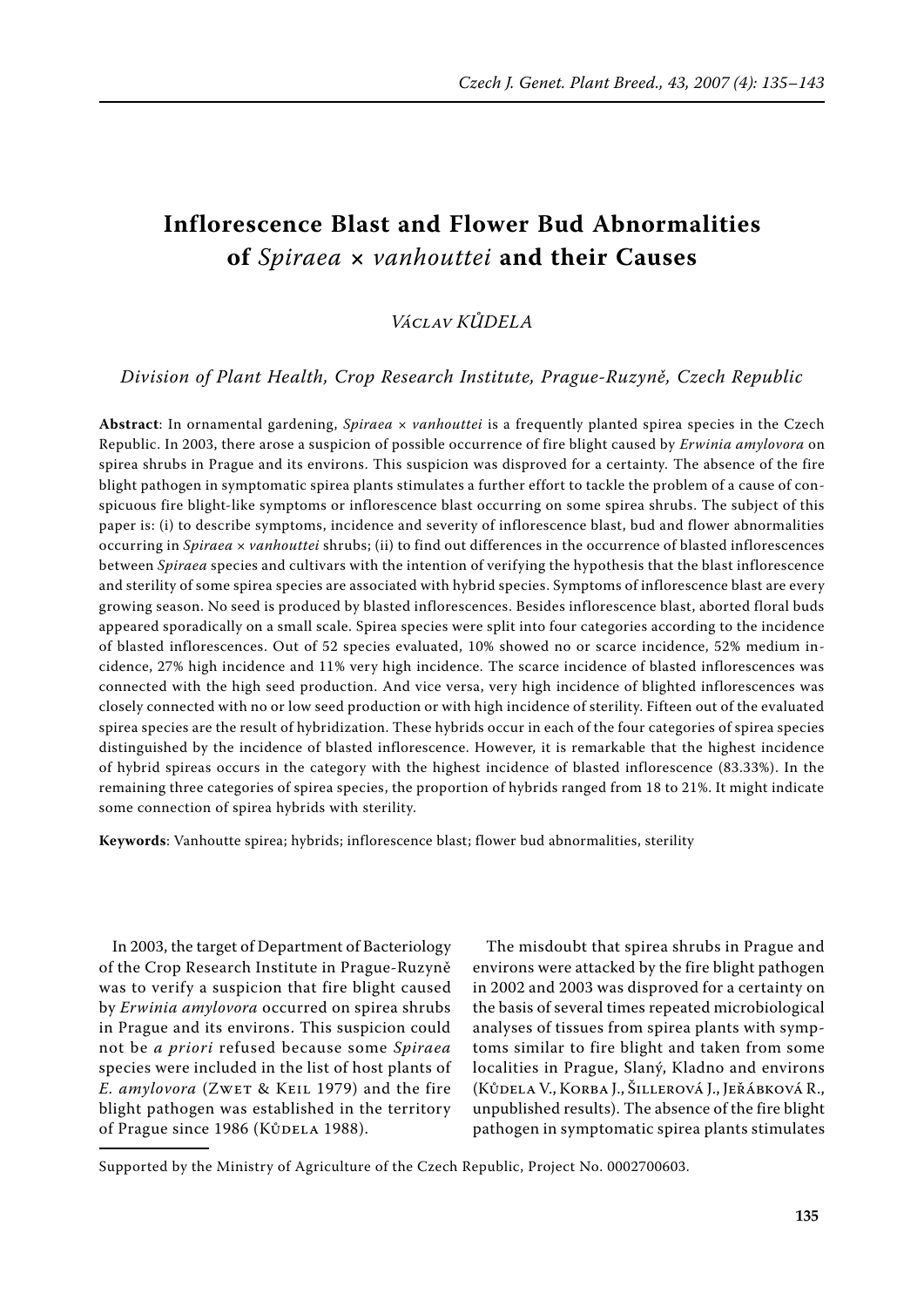# Inflorescence Blast and Flower Bud Abnormalities of *Spiraea* × *vanhouttei* and their Causes

*Václav KŮDELA*

*Division of Plant Health, Crop Research Institute, Prague-Ruzyně, Czech Republic*

**Abstract**: In ornamental gardening, *Spiraea* × *vanhouttei* is a frequently planted spirea species in the Czech Republic. In 2003, there arose a suspicion of possible occurrence of fire blight caused by *Erwinia amylovora* on spirea shrubs in Prague and its environs. This suspicion was disproved for a certainty. The absence of the fire blight pathogen in symptomatic spirea plants stimulates a further effort to tackle the problem of a cause of conspicuous fire blight-like symptoms or inflorescence blast occurring on some spirea shrubs. The subject of this paper is: (i) to describe symptoms, incidence and severity of inflorescence blast, bud and flower abnormalities occurring in *Spiraea* × *vanhouttei* shrubs; (ii) to find out differences in the occurrence of blasted inflorescences between *Spiraea* species and cultivars with the intention of verifying the hypothesis that the blast inflorescence and sterility of some spirea species are associated with hybrid species. Symptoms of inflorescence blast are every growing season. No seed is produced by blasted inflorescences. Besides inflorescence blast, aborted floral buds appeared sporadically on a small scale. Spirea species were split into four categories according to the incidence of blasted inflorescences. Out of 52 species evaluated, 10% showed no or scarce incidence, 52% medium incidence, 27% high incidence and 11% very high incidence. The scarce incidence of blasted inflorescences was connected with the high seed production. And vice versa, very high incidence of blighted inflorescences was closely connected with no or low seed production or with high incidence of sterility. Fifteen out of the evaluated spirea species are the result of hybridization. These hybrids occur in each of the four categories of spirea species distinguished by the incidence of blasted inflorescence. However, it is remarkable that the highest incidence of hybrid spireas occurs in the category with the highest incidence of blasted inflorescence (83.33%). In the remaining three categories of spirea species, the proportion of hybrids ranged from 18 to 21%. It might indicate some connection of spirea hybrids with sterility.

**Keywords**: Vanhoutte spirea; hybrids; inflorescence blast; flower bud abnormalities, sterility

In 2003, the target of Department of Bacteriology of the Crop Research Institute in Prague-Ruzyně was to verify a suspicion that fire blight caused by *Erwinia amylovora* occurred on spirea shrubs in Prague and its environs. This suspicion could not be *a priori* refused because some *Spiraea* species were included in the list of host plants of *E. amylovora* (Zwet & Keil 1979) and the fire blight pathogen was established in the territory of Prague since 1986 (Kůdela 1988).

The misdoubt that spirea shrubs in Prague and environs were attacked by the fire blight pathogen in 2002 and 2003 was disproved for a certainty on the basis of several times repeated microbiological analyses of tissues from spirea plants with symptoms similar to fire blight and taken from some localities in Prague, Slaný, Kladno and environs (Kůdela V., Korba J., Šillerová J., Jeřábková R., unpublished results). The absence of the fire blight pathogen in symptomatic spirea plants stimulates

Supported by the Ministry of Agriculture of the Czech Republic, Project No. 0002700603.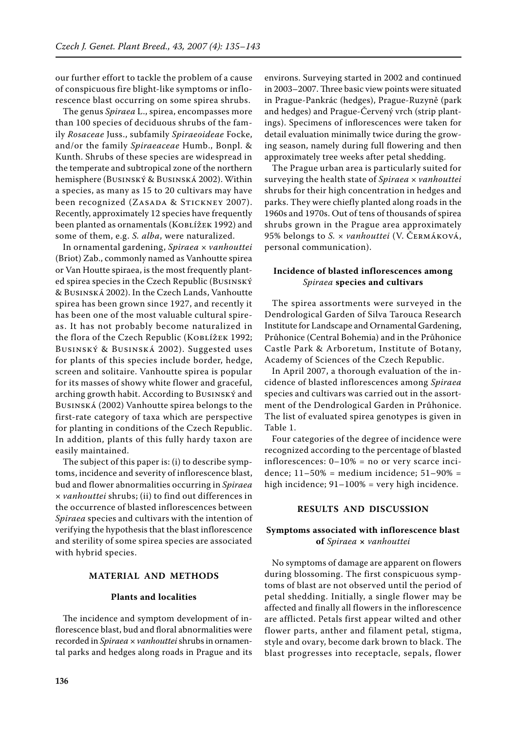our further effort to tackle the problem of a cause of conspicuous fire blight-like symptoms or inflorescence blast occurring on some spirea shrubs.

The genus *Spiraea* L., spirea, encompasses more than 100 species of deciduous shrubs of the family *Rosaceae* Juss., subfamily *Spiraeoideae* Focke, and/or the family *Spiraeaceae* Humb., Bonpl. & Kunth. Shrubs of these species are widespread in the temperate and subtropical zone of the northern hemisphere (Businský & Businská 2002). Within a species, as many as 15 to 20 cultivars may have been recognized (Zasada & Stickney 2007). Recently, approximately 12 species have frequently been planted as ornamentals (Koblížek 1992) and some of them, e.g. *S. alba*, were naturalized.

In ornamental gardening, *Spiraea* × *vanhouttei* (Briot) Zab., commonly named as Vanhoutte spirea or Van Houtte spiraea, is the most frequently planted spirea species in the Czech Republic (Businský & Businská 2002). In the Czech Lands, Vanhoutte spirea has been grown since 1927, and recently it has been one of the most valuable cultural spireas. It has not probably become naturalized in the flora of the Czech Republic (Koblížek 1992; Businský & Businská 2002). Suggested uses for plants of this species include border, hedge, screen and solitaire. Vanhoutte spirea is popular for its masses of showy white flower and graceful, arching growth habit. According to Businský and Businská (2002) Vanhoutte spirea belongs to the first-rate category of taxa which are perspective for planting in conditions of the Czech Republic. In addition, plants of this fully hardy taxon are easily maintained.

The subject of this paper is: (i) to describe symptoms, incidence and severity of inflorescence blast, bud and flower abnormalities occurring in *Spiraea* × *vanhouttei* shrubs; (ii) to find out differences in the occurrence of blasted inflorescences between *Spiraea* species and cultivars with the intention of verifying the hypothesis that the blast inflorescence and sterility of some spirea species are associated with hybrid species.

## MATERIAL AND METHODS

### Plants and localities

The incidence and symptom development of inflorescence blast, bud and floral abnormalities were recorded in *Spiraea* × *vanhouttei* shrubs in ornamental parks and hedges along roads in Prague and its environs. Surveying started in 2002 and continued in 2003–2007. Three basic view points were situated in Prague-Pankrác (hedges), Prague-Ruzyně (park and hedges) and Prague-Červený vrch (strip plantings). Specimens of inflorescences were taken for detail evaluation minimally twice during the growing season, namely during full flowering and then approximately tree weeks after petal shedding.

The Prague urban area is particularly suited for surveying the health state of *Spiraea* × *vanhouttei* shrubs for their high concentration in hedges and parks. They were chiefly planted along roads in the 1960s and 1970s. Out of tens of thousands of spirea shrubs grown in the Prague area approximately 95% belongs to *S.* × *vanhouttei* (V. Čermáková, personal communication).

### Incidence of blasted inflorescences among *Spiraea* species and cultivars

The spirea assortments were surveyed in the Dendrological Garden of Silva Tarouca Research Institute for Landscape and Ornamental Gardening, Průhonice (Central Bohemia) and in the Průhonice Castle Park & Arboretum, Institute of Botany, Academy of Sciences of the Czech Republic.

In April 2007, a thorough evaluation of the incidence of blasted inflorescences among *Spiraea* species and cultivars was carried out in the assortment of the Dendrological Garden in Průhonice. The list of evaluated spirea genotypes is given in Table 1.

Four categories of the degree of incidence were recognized according to the percentage of blasted inflorescences: 0–10% = no or very scarce incidence; 11–50% = medium incidence; 51–90% = high incidence; 91–100% = very high incidence.

## RESULTS AND DISCUSSION

### Symptoms associated with inflorescence blast of *Spiraea* × *vanhouttei*

No symptoms of damage are apparent on flowers during blossoming. The first conspicuous symptoms of blast are not observed until the period of petal shedding. Initially, a single flower may be affected and finally all flowers in the inflorescence are afflicted. Petals first appear wilted and other flower parts, anther and filament petal, stigma, style and ovary, become dark brown to black. The blast progresses into receptacle, sepals, flower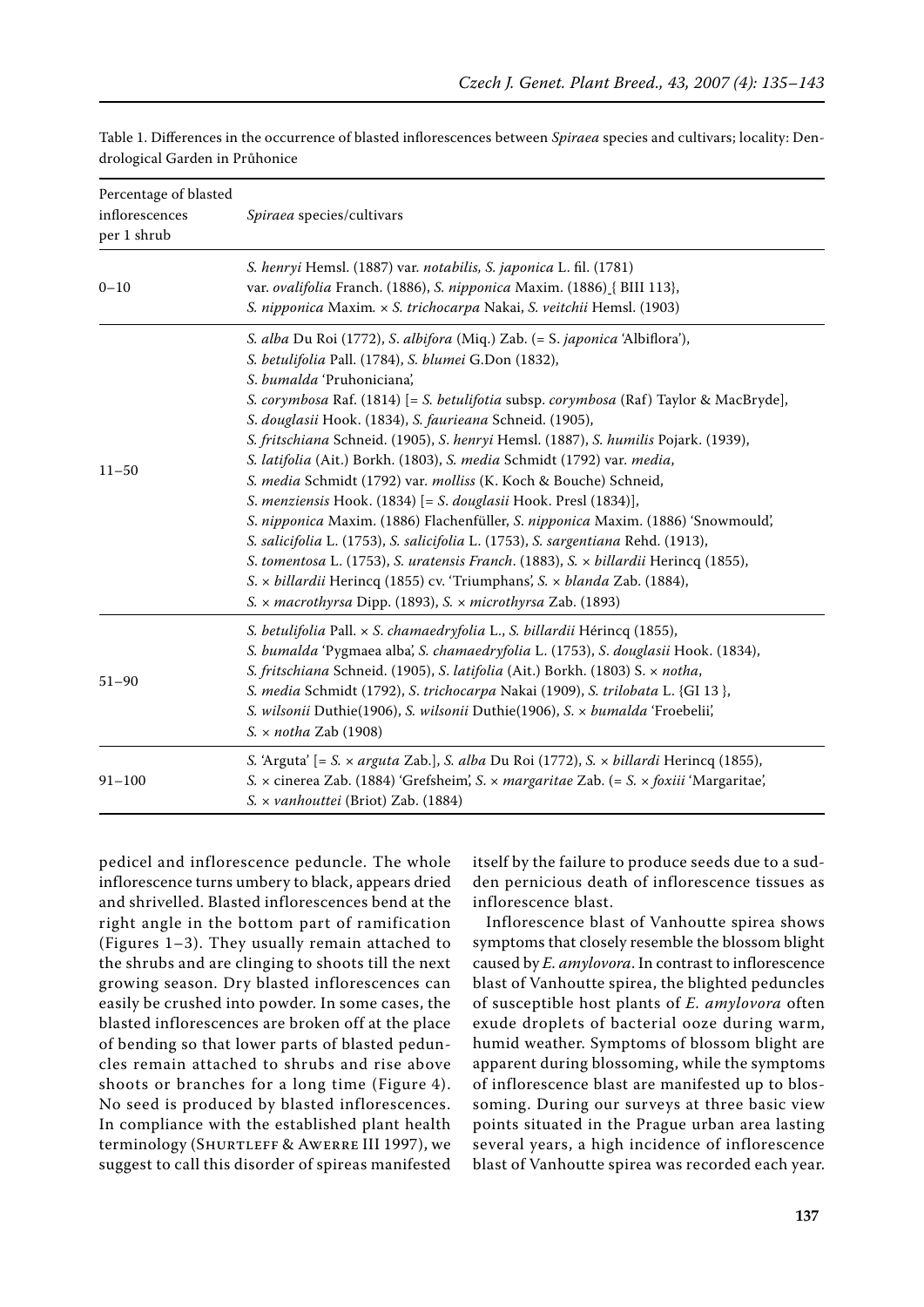Table 1. Differences in the occurrence of blasted inflorescences between *Spiraea* species and cultivars; locality: Dendrological Garden in Průhonice

| Percentage of blasted inflorescences per 1 shrub | *Spiraea* species/cultivars |
|---|---|
| 0–10 | *S. henryi* Hemsl. (1887) var. *notabilis, S. japonica* L. fil. (1781) var. *ovalifolia* Franch. (1886), *S. nipponica* Maxim. (1886) { BIII 113}, *S. nipponica* Maxim. × *S. trichocarpa* Nakai, *S. veitchii* Hemsl. (1903) |
| 11–50 | *S. alba* Du Roi (1772), *S. albifora* (Miq.) Zab. (= S. *japonica* 'Albiflora'), *S. betulifolia* Pall. (1784), *S. blumei* G.Don (1832), *S. bumalda* 'Pruhoniciana', *S. corymbosa* Raf. (1814) [= *S. betulifotia* subsp. *corymbosa* (Raf) Taylor & MacBryde], *S. douglasii* Hook. (1834), *S. faurieana* Schneid. (1905), *S. fritschiana* Schneid. (1905), *S. henryi* Hemsl. (1887), *S. humilis* Pojark. (1939), *S. latifolia* (Ait.) Borkh. (1803), *S. media* Schmidt (1792) var. *media*, *S. media* Schmidt (1792) var. *molliss* (K. Koch & Bouche) Schneid, *S. menziensis* Hook. (1834) [= *S. douglasii* Hook. Presl (1834)], *S. nipponica* Maxim. (1886) Flachenfüller, *S. nipponica* Maxim. (1886) 'Snowmould', *S. salicifolia* L. (1753), *S. salicifolia* L. (1753), *S. sargentiana* Rehd. (1913), *S. tomentosa* L. (1753), *S. uratensis Franch*. (1883), *S.* × *billardii* Herincq (1855), *S.* × *billardii* Herincq (1855) cv. 'Triumphans', *S.* × *blanda* Zab. (1884), *S.* × *macrothyrsa* Dipp. (1893), *S.* × *microthyrsa* Zab. (1893) |
| 51–90 | *S. betulifolia* Pall. × *S. chamaedryfolia* L., *S. billardii* Hérincq (1855), *S. bumalda* 'Pygmaea alba', *S. chamaedryfolia* L. (1753), *S. douglasii* Hook. (1834), *S. fritschiana* Schneid. (1905), *S. latifolia* (Ait.) Borkh. (1803) S. × *notha*, *S. media* Schmidt (1792), *S. trichocarpa* Nakai (1909), *S. trilobata* L. {GI 13 }, *S. wilsonii* Duthie(1906), *S. wilsonii* Duthie(1906), *S.* × *bumalda* 'Froebelii', *S.* × *notha* Zab (1908) |
| 91–100 | *S.* 'Arguta' [= *S.* × *arguta* Zab.], *S. alba* Du Roi (1772), *S.* × *billardi* Herincq (1855), *S.* × cinerea Zab. (1884) 'Grefsheim', *S.* × *margaritae* Zab. (= *S.* × *foxiii* 'Margaritae', *S.* × *vanhouttei* (Briot) Zab. (1884) |

pedicel and inflorescence peduncle. The whole inflorescence turns umbery to black, appears dried and shrivelled. Blasted inflorescences bend at the right angle in the bottom part of ramification (Figures 1–3). They usually remain attached to the shrubs and are clinging to shoots till the next growing season. Dry blasted inflorescences can easily be crushed into powder. In some cases, the blasted inflorescences are broken off at the place of bending so that lower parts of blasted peduncles remain attached to shrubs and rise above shoots or branches for a long time (Figure 4). No seed is produced by blasted inflorescences. In compliance with the established plant health terminology (Shurtleff & Awerre III 1997), we suggest to call this disorder of spireas manifested itself by the failure to produce seeds due to a sudden pernicious death of inflorescence tissues as inflorescence blast.

Inflorescence blast of Vanhoutte spirea shows symptoms that closely resemble the blossom blight caused by *E. amylovora*. In contrast to inflorescence blast of Vanhoutte spirea, the blighted peduncles of susceptible host plants of *E. amylovora* often exude droplets of bacterial ooze during warm, humid weather. Symptoms of blossom blight are apparent during blossoming, while the symptoms of inflorescence blast are manifested up to blossoming. During our surveys at three basic view points situated in the Prague urban area lasting several years, a high incidence of inflorescence blast of Vanhoutte spirea was recorded each year.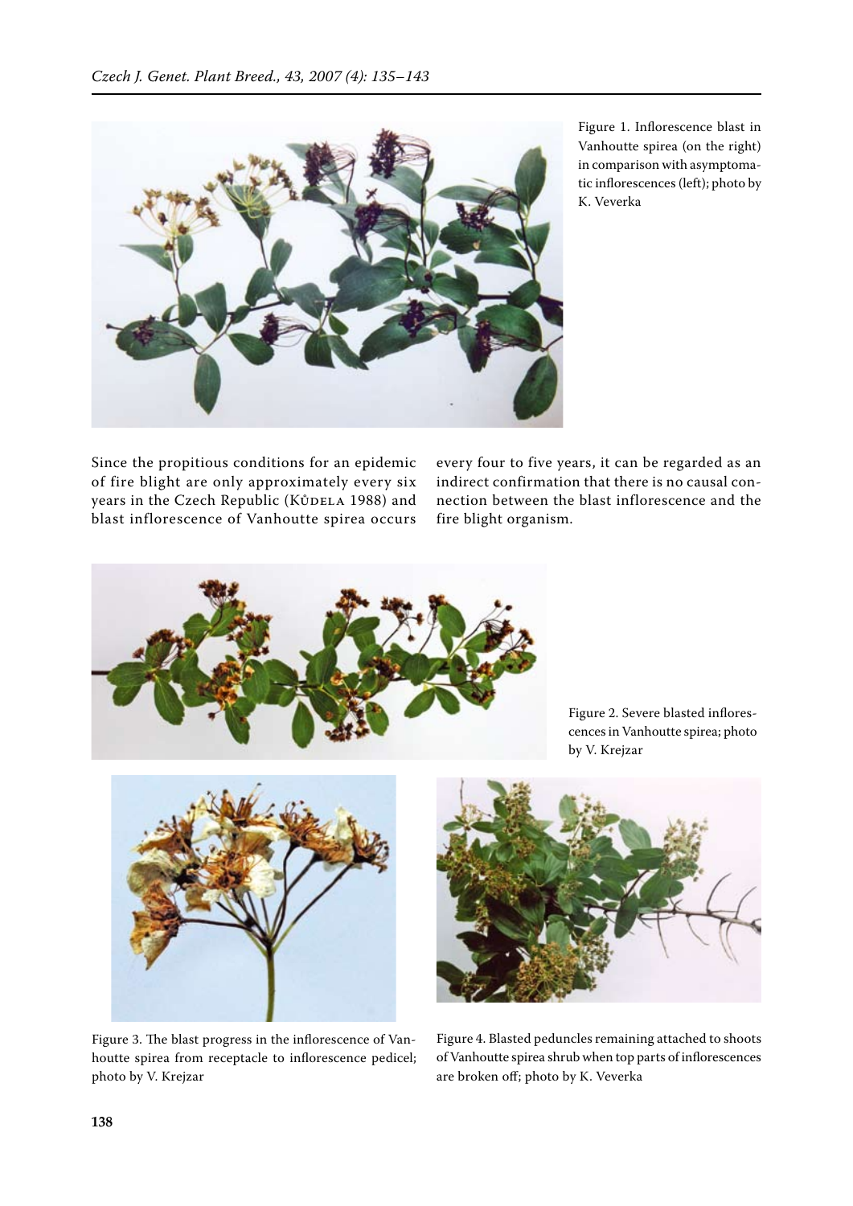Figure 1. Inflorescence blast in Vanhoutte spirea (on the right) in comparison with asymptomatic inflorescences (left); photo by K. Veverka

Since the propitious conditions for an epidemic of fire blight are only approximately every six years in the Czech Republic (Kůdela 1988) and blast inflorescence of Vanhoutte spirea occurs every four to five years, it can be regarded as an indirect confirmation that there is no causal connection between the blast inflorescence and the fire blight organism.

Figure 2. Severe blasted inflorescences in Vanhoutte spirea; photo by V. Krejzar

Figure 3. The blast progress in the inflorescence of Vanhoutte spirea from receptacle to inflorescence pedicel; photo by V. Krejzar

Figure 4. Blasted peduncles remaining attached to shoots of Vanhoutte spirea shrub when top parts of inflorescences are broken off; photo by K. Veverka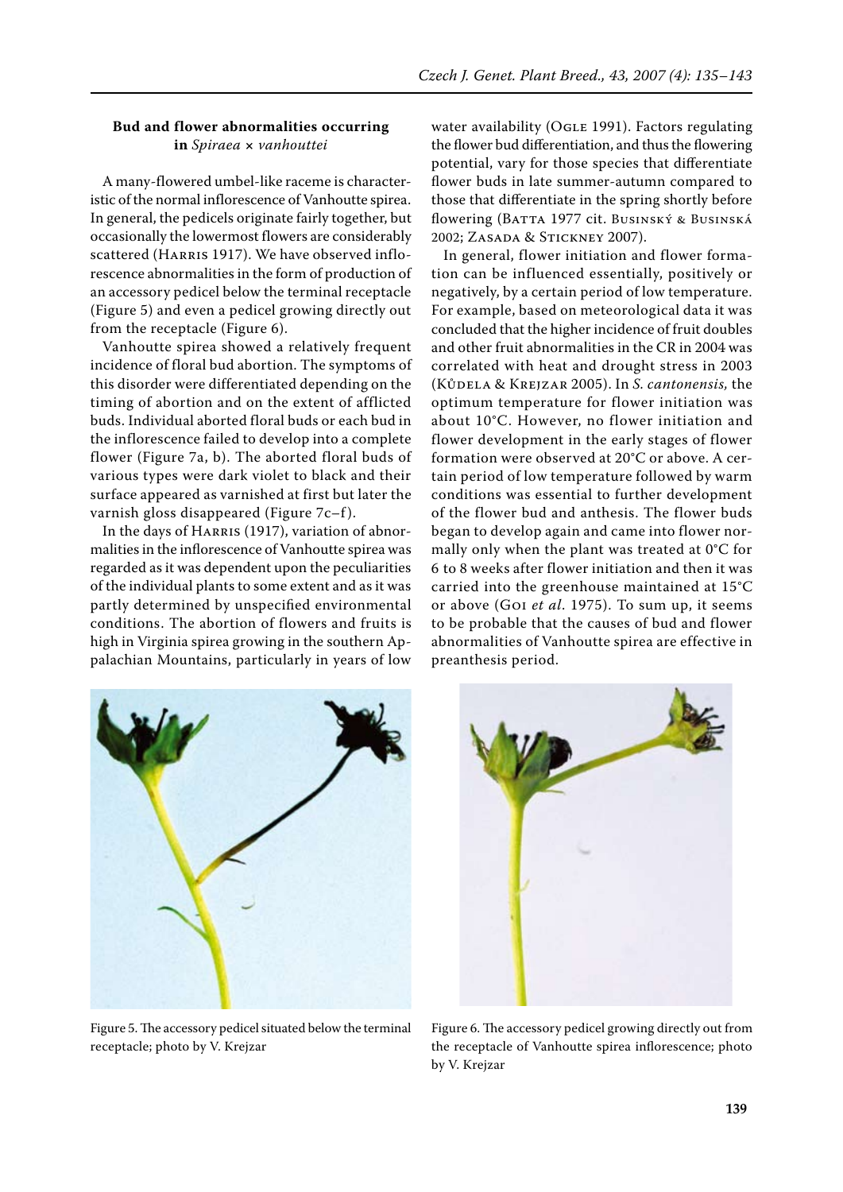### Bud and flower abnormalities occurring in *Spiraea* × *vanhouttei*

A many-flowered umbel-like raceme is characteristic of the normal inflorescence of Vanhoutte spirea. In general, the pedicels originate fairly together, but occasionally the lowermost flowers are considerably scattered (Harris 1917). We have observed inflorescence abnormalities in the form of production of an accessory pedicel below the terminal receptacle (Figure 5) and even a pedicel growing directly out from the receptacle (Figure 6).

Vanhoutte spirea showed a relatively frequent incidence of floral bud abortion. The symptoms of this disorder were differentiated depending on the timing of abortion and on the extent of afflicted buds. Individual aborted floral buds or each bud in the inflorescence failed to develop into a complete flower (Figure 7a, b). The aborted floral buds of various types were dark violet to black and their surface appeared as varnished at first but later the varnish gloss disappeared (Figure 7c–f).

In the days of Harris (1917), variation of abnormalities in the inflorescence of Vanhoutte spirea was regarded as it was dependent upon the peculiarities of the individual plants to some extent and as it was partly determined by unspecified environmental conditions. The abortion of flowers and fruits is high in Virginia spirea growing in the southern Appalachian Mountains, particularly in years of low water availability (Ogle 1991). Factors regulating the flower bud differentiation, and thus the flowering potential, vary for those species that differentiate flower buds in late summer-autumn compared to those that differentiate in the spring shortly before flowering (Batta 1977 cit. Businský & Businská 2002; Zasada & Stickney 2007).

In general, flower initiation and flower formation can be influenced essentially, positively or negatively, by a certain period of low temperature. For example, based on meteorological data it was concluded that the higher incidence of fruit doubles and other fruit abnormalities in the CR in 2004 was correlated with heat and drought stress in 2003 (Kůdela & Krejzar 2005). In *S. cantonensis*, the optimum temperature for flower initiation was about 10°C. However, no flower initiation and flower development in the early stages of flower formation were observed at 20°C or above. A certain period of low temperature followed by warm conditions was essential to further development of the flower bud and anthesis. The flower buds began to develop again and came into flower normally only when the plant was treated at 0°C for 6 to 8 weeks after flower initiation and then it was carried into the greenhouse maintained at 15°C or above (Goi *et al*. 1975). To sum up, it seems to be probable that the causes of bud and flower abnormalities of Vanhoutte spirea are effective in preanthesis period.

Figure 5. The accessory pedicel situated below the terminal receptacle; photo by V. Krejzar

Figure 6. The accessory pedicel growing directly out from the receptacle of Vanhoutte spirea inflorescence; photo by V. Krejzar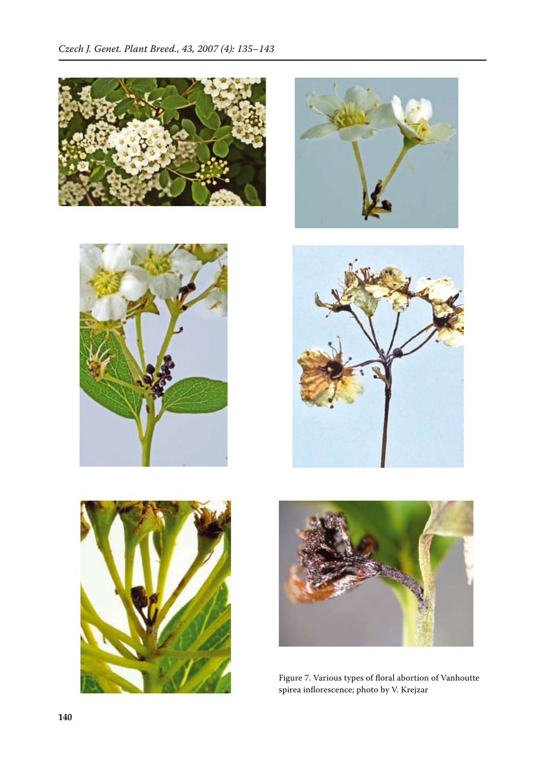Figure 7. Various types of floral abortion of Vanhoutte spirea inflorescence; photo by V. Krejzar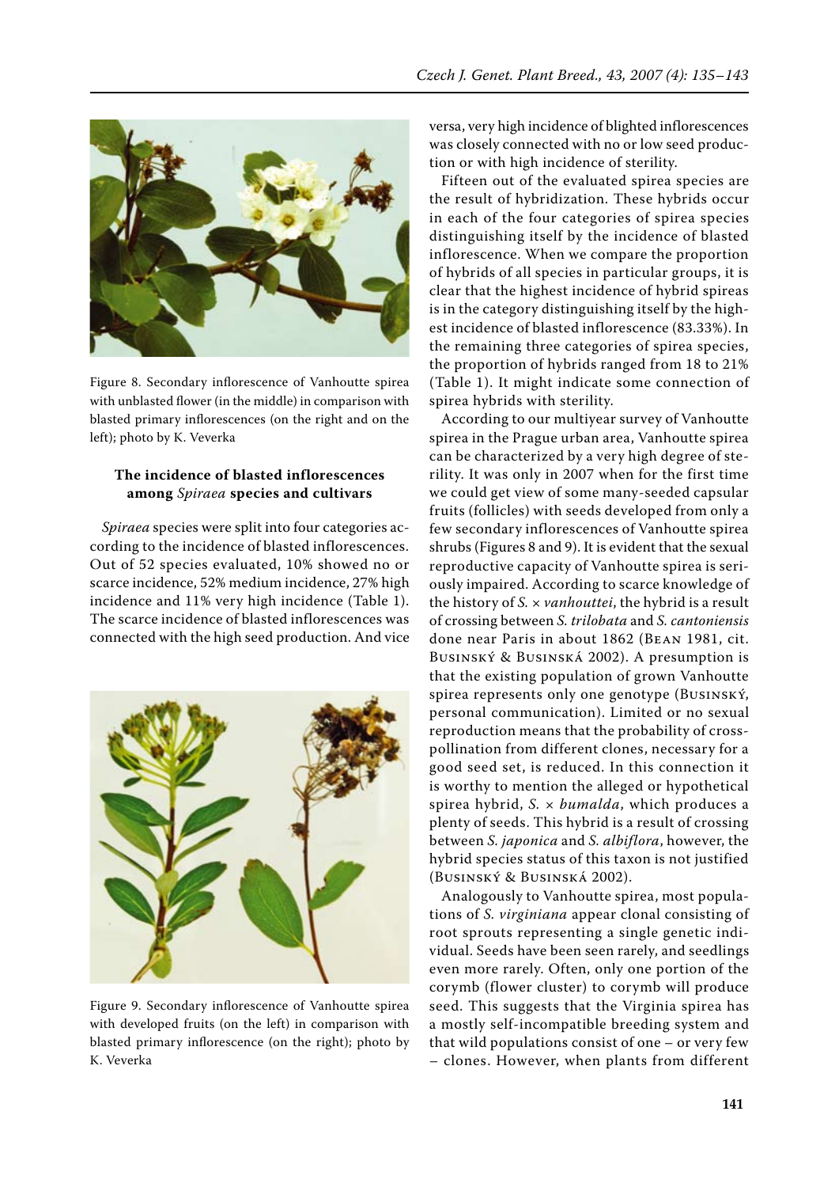Figure 8. Secondary inflorescence of Vanhoutte spirea with unblasted flower (in the middle) in comparison with blasted primary inflorescences (on the right and on the left); photo by K. Veverka

### The incidence of blasted inflorescences among *Spiraea* species and cultivars

*Spiraea* species were split into four categories according to the incidence of blasted inflorescences. Out of 52 species evaluated, 10% showed no or scarce incidence, 52% medium incidence, 27% high incidence and 11% very high incidence (Table 1). The scarce incidence of blasted inflorescences was connected with the high seed production. And vice versa, very high incidence of blighted inflorescences was closely connected with no or low seed production or with high incidence of sterility.

Figure 9. Secondary inflorescence of Vanhoutte spirea with developed fruits (on the left) in comparison with blasted primary inflorescence (on the right); photo by K. Veverka

Fifteen out of the evaluated spirea species are the result of hybridization. These hybrids occur in each of the four categories of spirea species distinguishing itself by the incidence of blasted inflorescence. When we compare the proportion of hybrids of all species in particular groups, it is clear that the highest incidence of hybrid spireas is in the category distinguishing itself by the highest incidence of blasted inflorescence (83.33%). In the remaining three categories of spirea species, the proportion of hybrids ranged from 18 to 21% (Table 1). It might indicate some connection of spirea hybrids with sterility.

According to our multiyear survey of Vanhoutte spirea in the Prague urban area, Vanhoutte spirea can be characterized by a very high degree of sterility. It was only in 2007 when for the first time we could get view of some many-seeded capsular fruits (follicles) with seeds developed from only a few secondary inflorescences of Vanhoutte spirea shrubs (Figures 8 and 9). It is evident that the sexual reproductive capacity of Vanhoutte spirea is seriously impaired. According to scarce knowledge of the history of *S.* × *vanhouttei*, the hybrid is a result of crossing between *S. trilobata* and *S. cantoniensis* done near Paris in about 1862 (Bean 1981, cit. Businský & Businská 2002). A presumption is that the existing population of grown Vanhoutte spirea represents only one genotype (Businský, personal communication). Limited or no sexual reproduction means that the probability of cross-pollination from different clones, necessary for a good seed set, is reduced. In this connection it is worthy to mention the alleged or hypothetical spirea hybrid, *S.* × *bumalda*, which produces a plenty of seeds. This hybrid is a result of crossing between *S. japonica* and *S. albiflora*, however, the hybrid species status of this taxon is not justified (Businský & Businská 2002).

Analogously to Vanhoutte spirea, most populations of *S. virginiana* appear clonal consisting of root sprouts representing a single genetic individual. Seeds have been seen rarely, and seedlings even more rarely. Often, only one portion of the corymb (flower cluster) to corymb will produce seed. This suggests that the Virginia spirea has a mostly self-incompatible breeding system and that wild populations consist of one – or very few – clones. However, when plants from different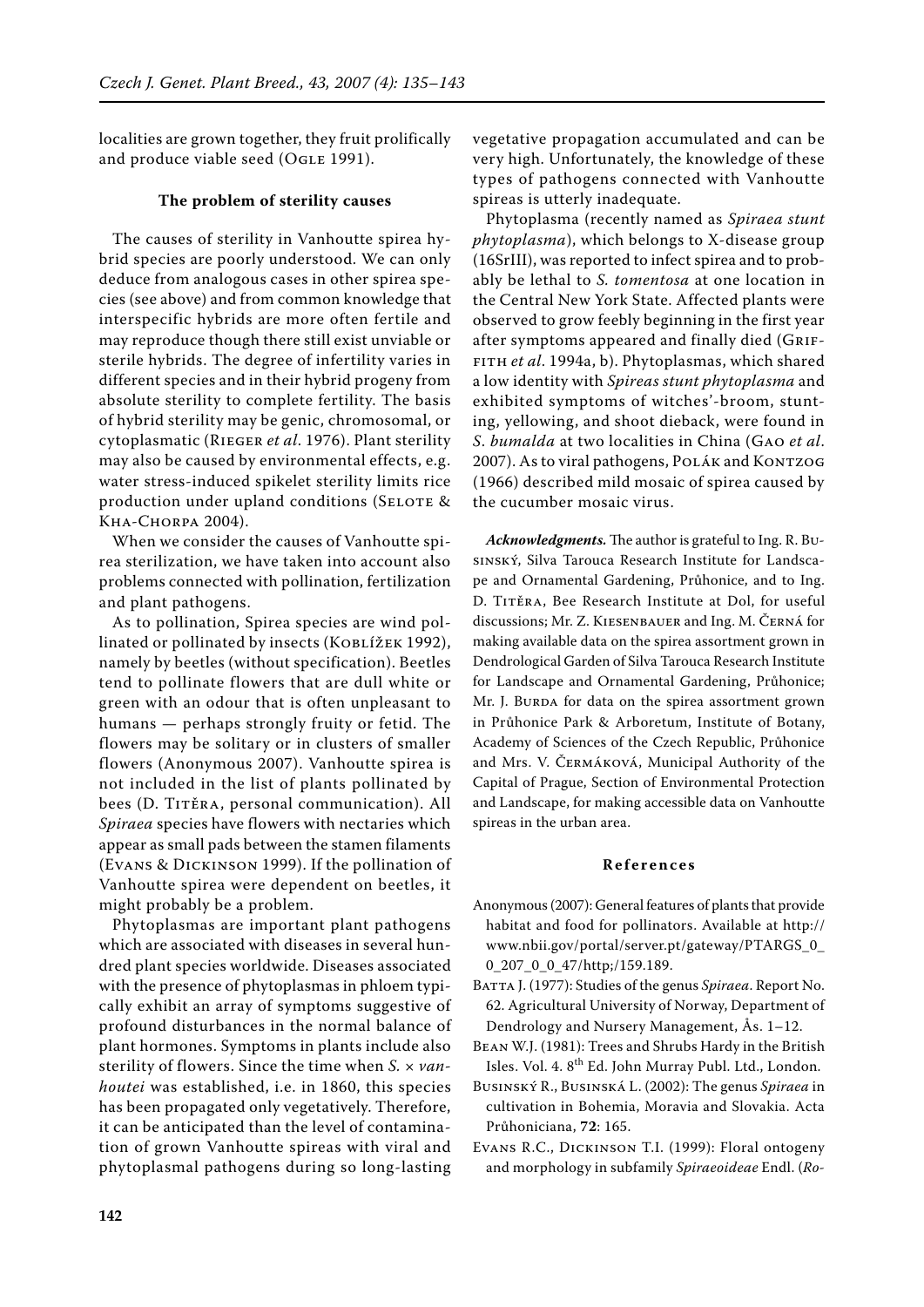localities are grown together, they fruit prolifically and produce viable seed (Ogle 1991).

### The problem of sterility causes

The causes of sterility in Vanhoutte spirea hybrid species are poorly understood. We can only deduce from analogous cases in other spirea species (see above) and from common knowledge that interspecific hybrids are more often fertile and may reproduce though there still exist unviable or sterile hybrids. The degree of infertility varies in different species and in their hybrid progeny from absolute sterility to complete fertility. The basis of hybrid sterility may be genic, chromosomal, or cytoplasmatic (Rieger *et al*. 1976). Plant sterility may also be caused by environmental effects, e.g. water stress-induced spikelet sterility limits rice production under upland conditions (Selote & Kha-Chorpa 2004).

When we consider the causes of Vanhoutte spirea sterilization, we have taken into account also problems connected with pollination, fertilization and plant pathogens.

As to pollination, Spirea species are wind pollinated or pollinated by insects (Koblížek 1992), namely by beetles (without specification). Beetles tend to pollinate flowers that are dull white or green with an odour that is often unpleasant to humans — perhaps strongly fruity or fetid. The flowers may be solitary or in clusters of smaller flowers (Anonymous 2007). Vanhoutte spirea is not included in the list of plants pollinated by bees (D. Titěra, personal communication). All *Spiraea* species have flowers with nectaries which appear as small pads between the stamen filaments (Evans & Dickinson 1999). If the pollination of Vanhoutte spirea were dependent on beetles, it might probably be a problem.

Phytoplasmas are important plant pathogens which are associated with diseases in several hundred plant species worldwide. Diseases associated with the presence of phytoplasmas in phloem typically exhibit an array of symptoms suggestive of profound disturbances in the normal balance of plant hormones. Symptoms in plants include also sterility of flowers. Since the time when *S.* × *vanhoutei* was established, i.e. in 1860, this species has been propagated only vegetatively. Therefore, it can be anticipated than the level of contamination of grown Vanhoutte spireas with viral and phytoplasmal pathogens during so long-lasting vegetative propagation accumulated and can be very high. Unfortunately, the knowledge of these types of pathogens connected with Vanhoutte spireas is utterly inadequate.

Phytoplasma (recently named as *Spiraea stunt phytoplasma*), which belongs to X-disease group (16SrIII), was reported to infect spirea and to probably be lethal to *S. tomentosa* at one location in the Central New York State. Affected plants were observed to grow feebly beginning in the first year after symptoms appeared and finally died (Griffith *et al*. 1994a, b). Phytoplasmas, which shared a low identity with *Spireas stunt phytoplasma* and exhibited symptoms of witches'-broom, stunting, yellowing, and shoot dieback, were found in *S. bumalda* at two localities in China (Gao *et al*. 2007). As to viral pathogens, Polák and Kontzog (1966) described mild mosaic of spirea caused by the cucumber mosaic virus.

***Acknowledgments.*** The author is grateful to Ing. R. Businský, Silva Tarouca Research Institute for Landscape and Ornamental Gardening, Průhonice, and to Ing. D. Titěra, Bee Research Institute at Dol, for useful discussions; Mr. Z. Kiesenbauer and Ing. M. Černá for making available data on the spirea assortment grown in Dendrological Garden of Silva Tarouca Research Institute for Landscape and Ornamental Gardening, Průhonice; Mr. J. Burda for data on the spirea assortment grown in Průhonice Park & Arboretum, Institute of Botany, Academy of Sciences of the Czech Republic, Průhonice and Mrs. V. Čermáková, Municipal Authority of the Capital of Prague, Section of Environmental Protection and Landscape, for making accessible data on Vanhoutte spireas in the urban area.

### References

Anonymous (2007): General features of plants that provide habitat and food for pollinators. Available at http://www.nbii.gov/portal/server.pt/gateway/PTARGS_0_0_207_0_0_47/http;/159.189.

Batta J. (1977): Studies of the genus *Spiraea*. Report No. 62. Agricultural University of Norway, Department of Dendrology and Nursery Management, Ås. 1–12.

Bean W.J. (1981): Trees and Shrubs Hardy in the British Isles. Vol. 4. 8th Ed. John Murray Publ. Ltd., London.

Businský R., Businská L. (2002): The genus *Spiraea* in cultivation in Bohemia, Moravia and Slovakia. Acta Průhoniciana, **72**: 165.

Evans R.C., Dickinson T.I. (1999): Floral ontogeny and morphology in subfamily *Spiraeoideae* Endl. (*Ro-*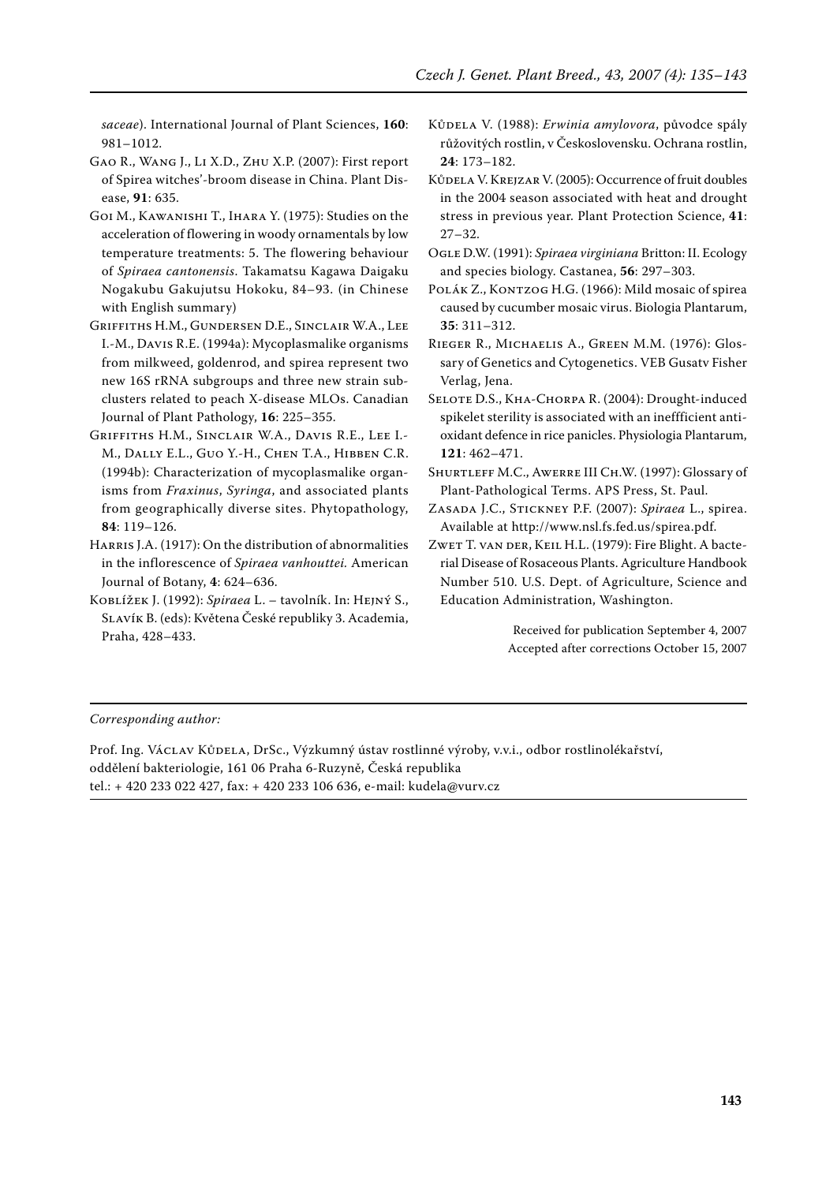*saceae*). International Journal of Plant Sciences, **160**: 981–1012.

Gao R., Wang J., Li X.D., Zhu X.P. (2007): First report of Spirea witches'-broom disease in China. Plant Disease, **91**: 635.

Goi M., Kawanishi T., Ihara Y. (1975): Studies on the acceleration of flowering in woody ornamentals by low temperature treatments: 5. The flowering behaviour of *Spiraea cantonensis*. Takamatsu Kagawa Daigaku Nogakubu Gakujutsu Hokoku, 84–93. (in Chinese with English summary)

Griffiths H.M., Gundersen D.E., Sinclair W.A., Lee I.-M., Davis R.E. (1994a): Mycoplasmalike organisms from milkweed, goldenrod, and spirea represent two new 16S rRNA subgroups and three new strain subclusters related to peach X-disease MLOs. Canadian Journal of Plant Pathology, **16**: 225–355.

Griffiths H.M., Sinclair W.A., Davis R.E., Lee I.-M., Dally E.L., Guo Y.-H., Chen T.A., Hibben C.R. (1994b): Characterization of mycoplasmalike organisms from *Fraxinus*, *Syringa*, and associated plants from geographically diverse sites. Phytopathology, **84**: 119–126.

Harris J.A. (1917): On the distribution of abnormalities in the inflorescence of *Spiraea vanhouttei.* American Journal of Botany, **4**: 624–636.

Koblížek J. (1992): *Spiraea* L. – tavolník. In: Hejný S., Slavík B. (eds): Květena České republiky 3. Academia, Praha, 428–433.

Kůdela V. (1988): *Erwinia amylovora*, původce spály růžovitých rostlin, v Československu. Ochrana rostlin, **24**: 173–182.

Kůdela V. Krejzar V. (2005): Occurrence of fruit doubles in the 2004 season associated with heat and drought stress in previous year. Plant Protection Science, **41**: 27–32.

Ogle D.W. (1991): *Spiraea virginiana* Britton: II. Ecology and species biology. Castanea, **56**: 297–303.

Polák Z., Kontzog H.G. (1966): Mild mosaic of spirea caused by cucumber mosaic virus. Biologia Plantarum, **35**: 311–312.

Rieger R., Michaelis A., Green M.M. (1976): Glossary of Genetics and Cytogenetics. VEB Gusatv Fisher Verlag, Jena.

Selote D.S., Kha-Chorpa R. (2004): Drought-induced spikelet sterility is associated with an ineffficient antioxidant defence in rice panicles. Physiologia Plantarum, **121**: 462–471.

Shurtleff M.C., Awerre III Ch.W. (1997): Glossary of Plant-Pathological Terms. APS Press, St. Paul.

Zasada J.C., Stickney P.F. (2007): *Spiraea* L., spirea. Available at http://www.nsl.fs.fed.us/spirea.pdf.

Zwet T. van der, Keil H.L. (1979): Fire Blight. A bacterial Disease of Rosaceous Plants. Agriculture Handbook Number 510. U.S. Dept. of Agriculture, Science and Education Administration, Washington.

Received for publication September 4, 2007
Accepted after corrections October 15, 2007

---

*Corresponding author:*

Prof. Ing. Václav Kůdela, DrSc., Výzkumný ústav rostlinné výroby, v.v.i., odbor rostlinolékařství, oddělení bakteriologie, 161 06 Praha 6-Ruzyně, Česká republika
tel.: + 420 233 022 427, fax: + 420 233 106 636, e-mail: kudela@vurv.cz